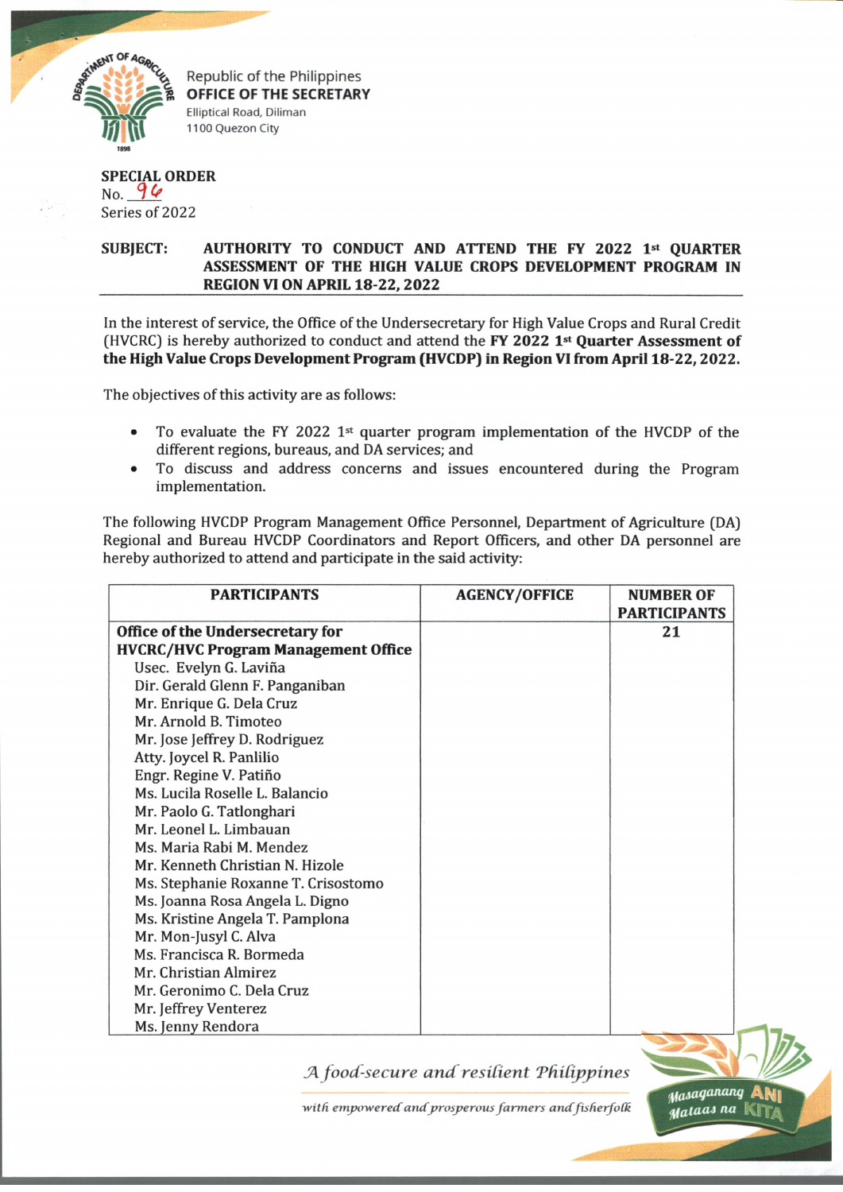Republic of the Philippines
**OFFICE OF THE SECRETARY**
Elliptical Road, Diliman
1100 Quezon City

**SPECIAL ORDER**
No. 96
Series of 2022

**SUBJECT: AUTHORITY TO CONDUCT AND ATTEND THE FY 2022 1st QUARTER ASSESSMENT OF THE HIGH VALUE CROPS DEVELOPMENT PROGRAM IN REGION VI ON APRIL 18-22, 2022**

In the interest of service, the Office of the Undersecretary for High Value Crops and Rural Credit (HVCRC) is hereby authorized to conduct and attend the **FY 2022 1st Quarter Assessment of the High Value Crops Development Program (HVCDP) in Region VI from April 18-22, 2022.**

The objectives of this activity are as follows:

- To evaluate the FY 2022 1st quarter program implementation of the HVCDP of the different regions, bureaus, and DA services; and
- To discuss and address concerns and issues encountered during the Program implementation.

The following HVCDP Program Management Office Personnel, Department of Agriculture (DA) Regional and Bureau HVCDP Coordinators and Report Officers, and other DA personnel are hereby authorized to attend and participate in the said activity:

| PARTICIPANTS | AGENCY/OFFICE | NUMBER OF PARTICIPANTS |
|---|---|---|
| **Office of the Undersecretary for HVCRC/HVC Program Management Office** | | 21 |
| Usec. Evelyn G. Laviña | | |
| Dir. Gerald Glenn F. Panganiban | | |
| Mr. Enrique G. Dela Cruz | | |
| Mr. Arnold B. Timoteo | | |
| Mr. Jose Jeffrey D. Rodriguez | | |
| Atty. Joycel R. Panlilio | | |
| Engr. Regine V. Patiño | | |
| Ms. Lucila Roselle L. Balancio | | |
| Mr. Paolo G. Tatlonghari | | |
| Mr. Leonel L. Limbauan | | |
| Ms. Maria Rabi M. Mendez | | |
| Mr. Kenneth Christian N. Hizole | | |
| Ms. Stephanie Roxanne T. Crisostomo | | |
| Ms. Joanna Rosa Angela L. Digno | | |
| Ms. Kristine Angela T. Pamplona | | |
| Mr. Mon-Jusyl C. Alva | | |
| Ms. Francisca R. Bormeda | | |
| Mr. Christian Almirez | | |
| Mr. Geronimo C. Dela Cruz | | |
| Mr. Jeffrey Venterez | | |
| Ms. Jenny Rendora | | |

*A food-secure and resilient Philippines*
*with empowered and prosperous farmers and fisherfolk*

Masaganang ANI Mataas na KITA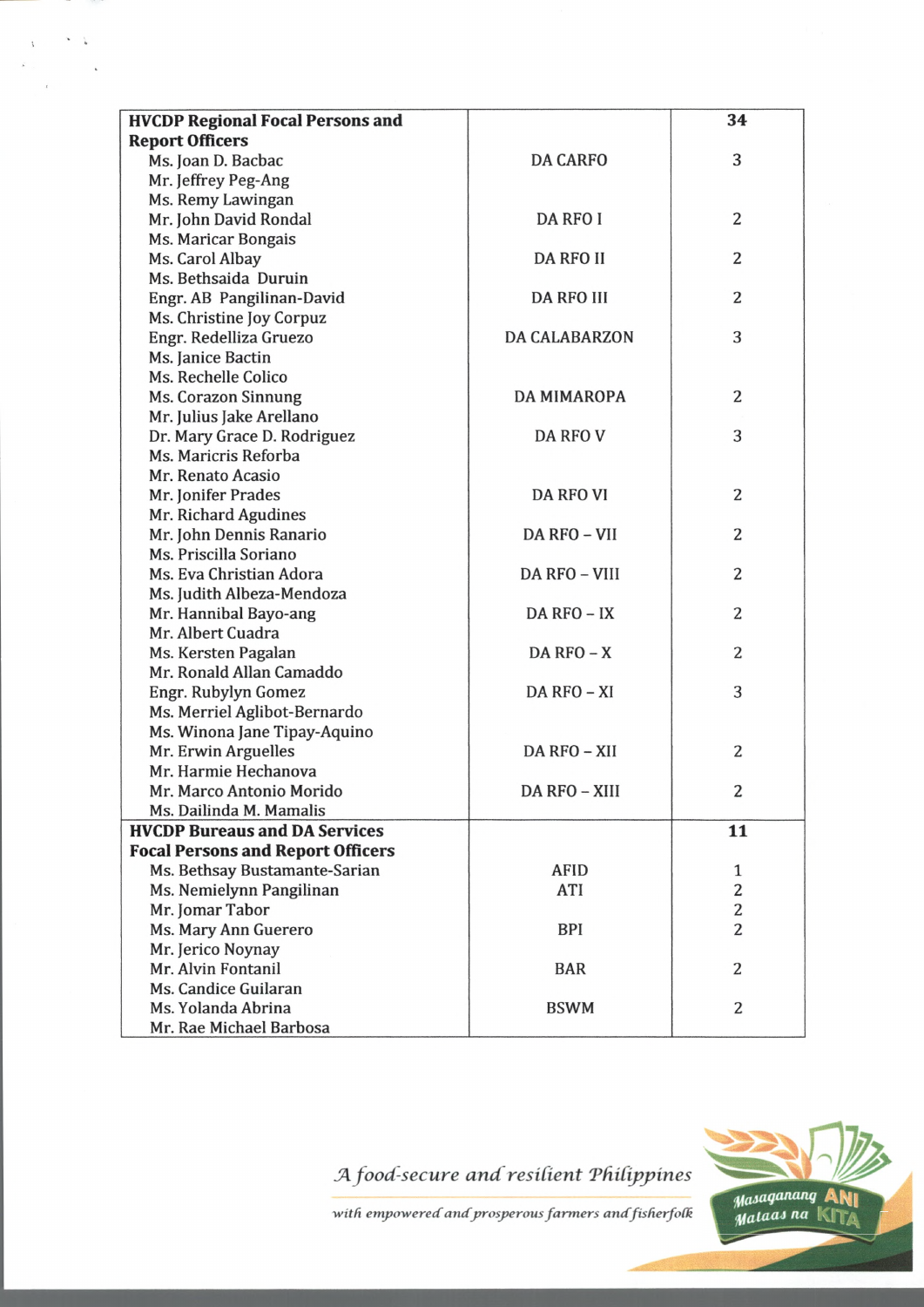| | | |
|---|---|---|
| **HVCDP Regional Focal Persons and Report Officers** | | **34** |
| Ms. Joan D. Bacbac | DA CARFO | 3 |
| Mr. Jeffrey Peg-Ang | | |
| Ms. Remy Lawingan | | |
| Mr. John David Rondal | DA RFO I | 2 |
| Ms. Maricar Bongais | | |
| Ms. Carol Albay | DA RFO II | 2 |
| Ms. Bethsaida Duruin | | |
| Engr. AB Pangilinan-David | DA RFO III | 2 |
| Ms. Christine Joy Corpuz | | |
| Engr. Redelliza Gruezo | DA CALABARZON | 3 |
| Ms. Janice Bactin | | |
| Ms. Rechelle Colico | | |
| Ms. Corazon Sinnung | DA MIMAROPA | 2 |
| Mr. Julius Jake Arellano | | |
| Dr. Mary Grace D. Rodriguez | DA RFO V | 3 |
| Ms. Maricris Reforba | | |
| Mr. Renato Acasio | | |
| Mr. Jonifer Prades | DA RFO VI | 2 |
| Mr. Richard Agudines | | |
| Mr. John Dennis Ranario | DA RFO – VII | 2 |
| Ms. Priscilla Soriano | | |
| Ms. Eva Christian Adora | DA RFO – VIII | 2 |
| Ms. Judith Albeza-Mendoza | | |
| Mr. Hannibal Bayo-ang | DA RFO – IX | 2 |
| Mr. Albert Cuadra | | |
| Ms. Kersten Pagalan | DA RFO – X | 2 |
| Mr. Ronald Allan Camaddo | | |
| Engr. Rubylyn Gomez | DA RFO – XI | 3 |
| Ms. Merriel Aglibot-Bernardo | | |
| Ms. Winona Jane Tipay-Aquino | | |
| Mr. Erwin Arguelles | DA RFO – XII | 2 |
| Mr. Harmie Hechanova | | |
| Mr. Marco Antonio Morido | DA RFO – XIII | 2 |
| Ms. Dailinda M. Mamalis | | |
| **HVCDP Bureaus and DA Services Focal Persons and Report Officers** | | **11** |
| Ms. Bethsay Bustamante-Sarian | AFID | 1 |
| Ms. Nemielynn Pangilinan | ATI | 2 |
| Mr. Jomar Tabor | | 2 |
| Ms. Mary Ann Guerero | BPI | 2 |
| Mr. Jerico Noynay | | |
| Mr. Alvin Fontanil | BAR | 2 |
| Ms. Candice Guilaran | | |
| Ms. Yolanda Abrina | BSWM | 2 |
| Mr. Rae Michael Barbosa | | |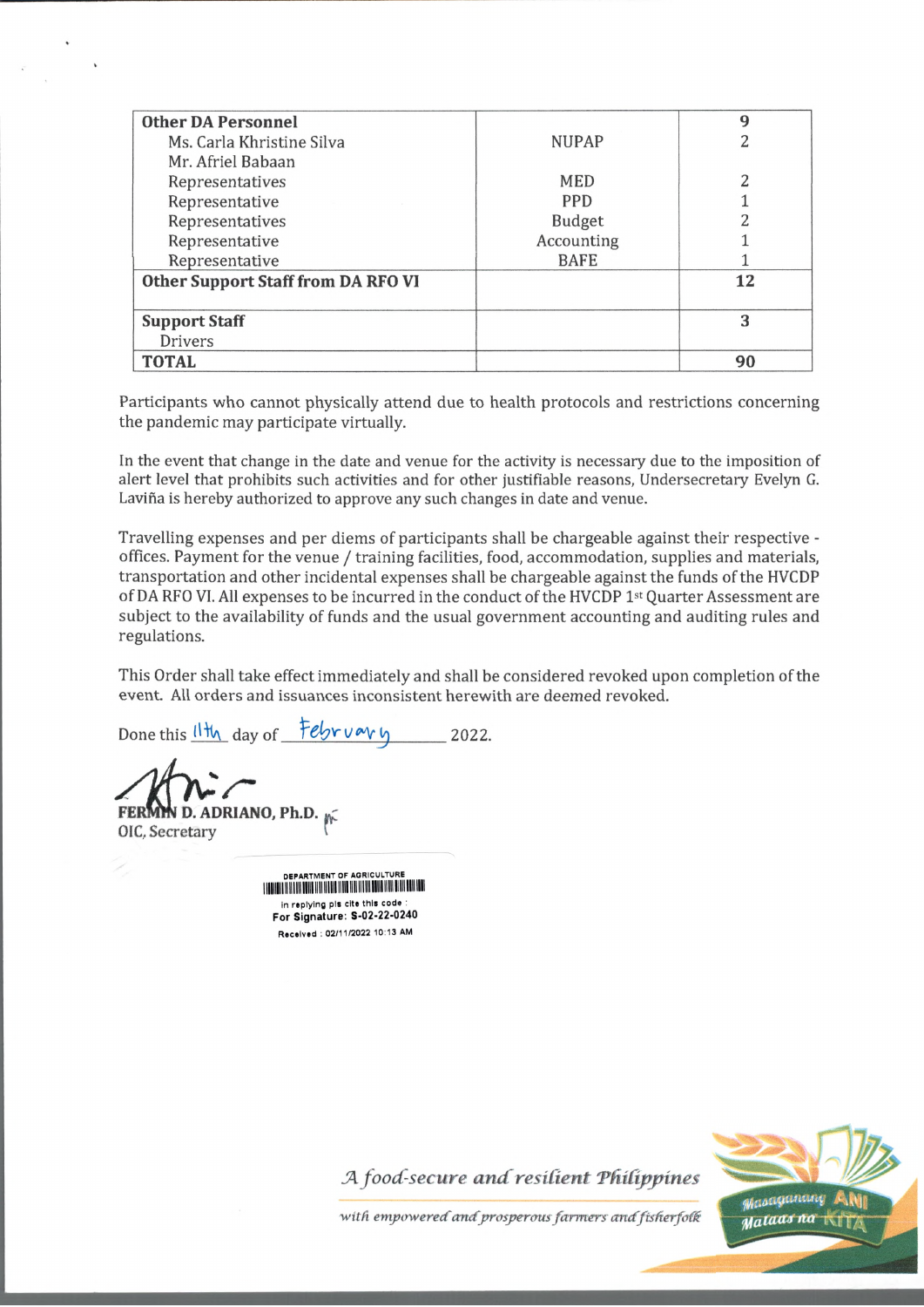| | | |
|---|---|---|
| **Other DA Personnel** | | **9** |
| Ms. Carla Khristine Silva<br>Mr. Afriel Babaan | NUPAP | 2 |
| Representatives | MED | 2 |
| Representative | PPD | 1 |
| Representatives | Budget | 2 |
| Representative | Accounting | 1 |
| Representative | BAFE | 1 |
| **Other Support Staff from DA RFO VI** | | **12** |
| **Support Staff**<br>Drivers | | **3** |
| **TOTAL** | | **90** |

Participants who cannot physically attend due to health protocols and restrictions concerning the pandemic may participate virtually.

In the event that change in the date and venue for the activity is necessary due to the imposition of alert level that prohibits such activities and for other justifiable reasons, Undersecretary Evelyn G. Laviña is hereby authorized to approve any such changes in date and venue.

Travelling expenses and per diems of participants shall be chargeable against their respective - offices. Payment for the venue / training facilities, food, accommodation, supplies and materials, transportation and other incidental expenses shall be chargeable against the funds of the HVCDP of DA RFO VI. All expenses to be incurred in the conduct of the HVCDP 1st Quarter Assessment are subject to the availability of funds and the usual government accounting and auditing rules and regulations.

This Order shall take effect immediately and shall be considered revoked upon completion of the event. All orders and issuances inconsistent herewith are deemed revoked.

Done this 11th day of February 2022.

**FERMIN D. ADRIANO, Ph.D.**
OIC, Secretary

DEPARTMENT OF AGRICULTURE
in replying pls cite this code :
For Signature: S-02-22-0240
Received : 02/11/2022 10:13 AM

*A food-secure and resilient Philippines*
*with empowered and prosperous farmers and fisherfolk*

Masaganang ANI Mataas na KITA